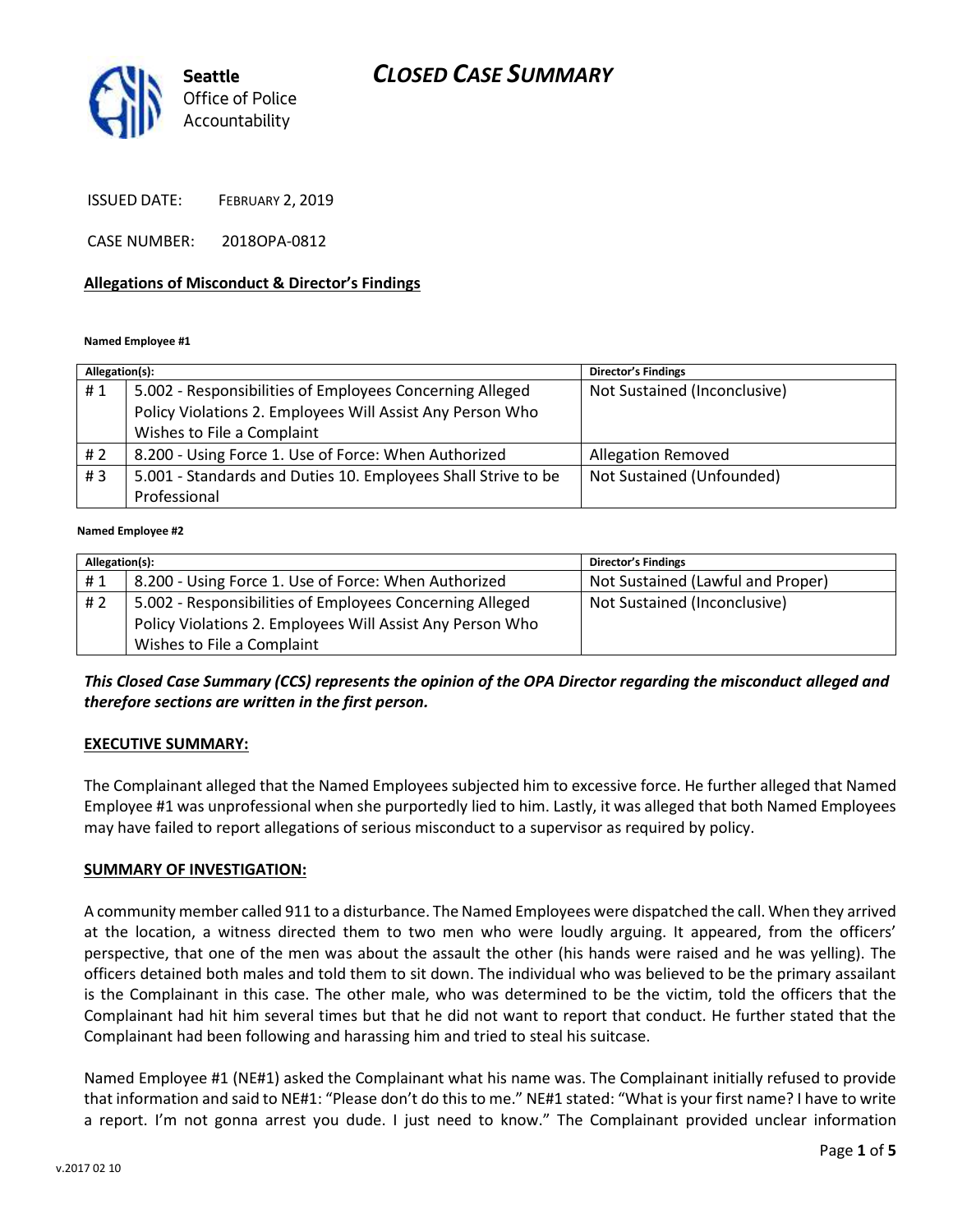Seattle Office of Police Accountability

# CLOSED CASE SUMMARY

ISSUED DATE: FEBRUARY 2, 2019

CASE NUMBER: 2018OPA-0812

## Allegations of Misconduct & Director's Findings

**Named Employee #1**

| Allegation(s): | | Director's Findings |
|---|---|---|
| # 1 | 5.002 - Responsibilities of Employees Concerning Alleged Policy Violations 2. Employees Will Assist Any Person Who Wishes to File a Complaint | Not Sustained (Inconclusive) |
| # 2 | 8.200 - Using Force 1. Use of Force: When Authorized | Allegation Removed |
| # 3 | 5.001 - Standards and Duties 10. Employees Shall Strive to be Professional | Not Sustained (Unfounded) |

**Named Employee #2**

| Allegation(s): | | Director's Findings |
|---|---|---|
| # 1 | 8.200 - Using Force 1. Use of Force: When Authorized | Not Sustained (Lawful and Proper) |
| # 2 | 5.002 - Responsibilities of Employees Concerning Alleged Policy Violations 2. Employees Will Assist Any Person Who Wishes to File a Complaint | Not Sustained (Inconclusive) |

***This Closed Case Summary (CCS) represents the opinion of the OPA Director regarding the misconduct alleged and therefore sections are written in the first person.***

### EXECUTIVE SUMMARY:

The Complainant alleged that the Named Employees subjected him to excessive force. He further alleged that Named Employee #1 was unprofessional when she purportedly lied to him. Lastly, it was alleged that both Named Employees may have failed to report allegations of serious misconduct to a supervisor as required by policy.

### SUMMARY OF INVESTIGATION:

A community member called 911 to a disturbance. The Named Employees were dispatched the call. When they arrived at the location, a witness directed them to two men who were loudly arguing. It appeared, from the officers' perspective, that one of the men was about the assault the other (his hands were raised and he was yelling). The officers detained both males and told them to sit down. The individual who was believed to be the primary assailant is the Complainant in this case. The other male, who was determined to be the victim, told the officers that the Complainant had hit him several times but that he did not want to report that conduct. He further stated that the Complainant had been following and harassing him and tried to steal his suitcase.

Named Employee #1 (NE#1) asked the Complainant what his name was. The Complainant initially refused to provide that information and said to NE#1: "Please don't do this to me." NE#1 stated: "What is your first name? I have to write a report. I'm not gonna arrest you dude. I just need to know." The Complainant provided unclear information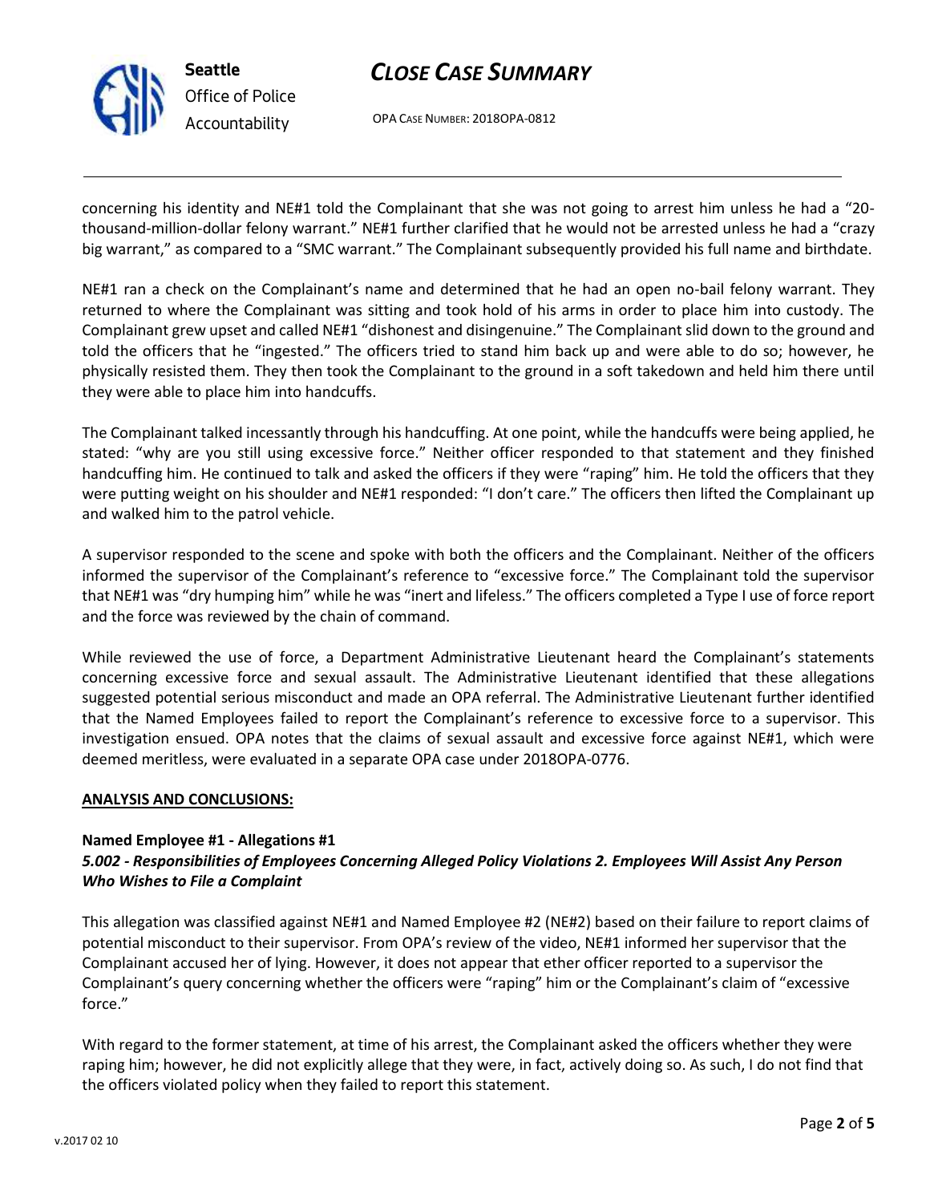concerning his identity and NE#1 told the Complainant that she was not going to arrest him unless he had a "20-thousand-million-dollar felony warrant." NE#1 further clarified that he would not be arrested unless he had a "crazy big warrant," as compared to a "SMC warrant." The Complainant subsequently provided his full name and birthdate.

NE#1 ran a check on the Complainant's name and determined that he had an open no-bail felony warrant. They returned to where the Complainant was sitting and took hold of his arms in order to place him into custody. The Complainant grew upset and called NE#1 "dishonest and disingenuine." The Complainant slid down to the ground and told the officers that he "ingested." The officers tried to stand him back up and were able to do so; however, he physically resisted them. They then took the Complainant to the ground in a soft takedown and held him there until they were able to place him into handcuffs.

The Complainant talked incessantly through his handcuffing. At one point, while the handcuffs were being applied, he stated: "why are you still using excessive force." Neither officer responded to that statement and they finished handcuffing him. He continued to talk and asked the officers if they were "raping" him. He told the officers that they were putting weight on his shoulder and NE#1 responded: "I don't care." The officers then lifted the Complainant up and walked him to the patrol vehicle.

A supervisor responded to the scene and spoke with both the officers and the Complainant. Neither of the officers informed the supervisor of the Complainant's reference to "excessive force." The Complainant told the supervisor that NE#1 was "dry humping him" while he was "inert and lifeless." The officers completed a Type I use of force report and the force was reviewed by the chain of command.

While reviewed the use of force, a Department Administrative Lieutenant heard the Complainant's statements concerning excessive force and sexual assault. The Administrative Lieutenant identified that these allegations suggested potential serious misconduct and made an OPA referral. The Administrative Lieutenant further identified that the Named Employees failed to report the Complainant's reference to excessive force to a supervisor. This investigation ensued. OPA notes that the claims of sexual assault and excessive force against NE#1, which were deemed meritless, were evaluated in a separate OPA case under 2018OPA-0776.

**ANALYSIS AND CONCLUSIONS:**

**Named Employee #1 - Allegations #1**
***5.002 - Responsibilities of Employees Concerning Alleged Policy Violations 2. Employees Will Assist Any Person Who Wishes to File a Complaint***

This allegation was classified against NE#1 and Named Employee #2 (NE#2) based on their failure to report claims of potential misconduct to their supervisor. From OPA's review of the video, NE#1 informed her supervisor that the Complainant accused her of lying. However, it does not appear that ether officer reported to a supervisor the Complainant's query concerning whether the officers were "raping" him or the Complainant's claim of "excessive force."

With regard to the former statement, at time of his arrest, the Complainant asked the officers whether they were raping him; however, he did not explicitly allege that they were, in fact, actively doing so. As such, I do not find that the officers violated policy when they failed to report this statement.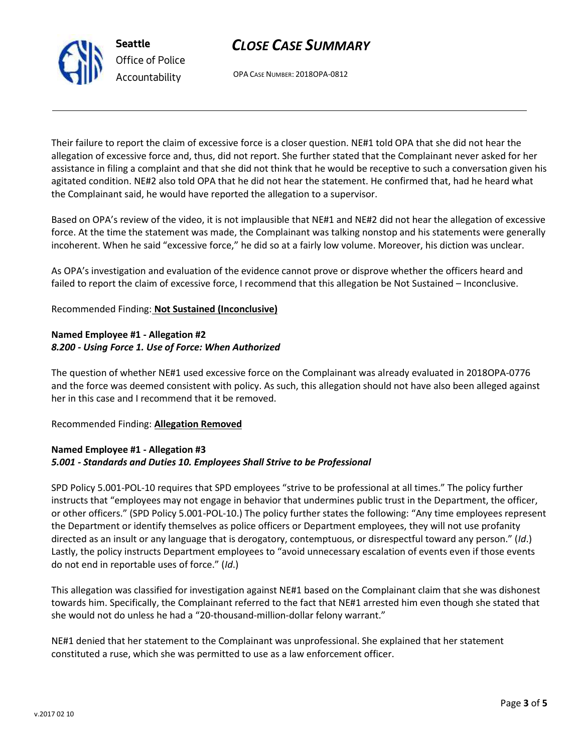Their failure to report the claim of excessive force is a closer question. NE#1 told OPA that she did not hear the allegation of excessive force and, thus, did not report. She further stated that the Complainant never asked for her assistance in filing a complaint and that she did not think that he would be receptive to such a conversation given his agitated condition. NE#2 also told OPA that he did not hear the statement. He confirmed that, had he heard what the Complainant said, he would have reported the allegation to a supervisor.

Based on OPA's review of the video, it is not implausible that NE#1 and NE#2 did not hear the allegation of excessive force. At the time the statement was made, the Complainant was talking nonstop and his statements were generally incoherent. When he said "excessive force," he did so at a fairly low volume. Moreover, his diction was unclear.

As OPA's investigation and evaluation of the evidence cannot prove or disprove whether the officers heard and failed to report the claim of excessive force, I recommend that this allegation be Not Sustained – Inconclusive.

Recommended Finding: **Not Sustained (Inconclusive)**

**Named Employee #1 - Allegation #2**
***8.200 - Using Force 1. Use of Force: When Authorized***

The question of whether NE#1 used excessive force on the Complainant was already evaluated in 2018OPA-0776 and the force was deemed consistent with policy. As such, this allegation should not have also been alleged against her in this case and I recommend that it be removed.

Recommended Finding: **Allegation Removed**

**Named Employee #1 - Allegation #3**
***5.001 - Standards and Duties 10. Employees Shall Strive to be Professional***

SPD Policy 5.001-POL-10 requires that SPD employees "strive to be professional at all times." The policy further instructs that "employees may not engage in behavior that undermines public trust in the Department, the officer, or other officers." (SPD Policy 5.001-POL-10.) The policy further states the following: "Any time employees represent the Department or identify themselves as police officers or Department employees, they will not use profanity directed as an insult or any language that is derogatory, contemptuous, or disrespectful toward any person." (*Id*.) Lastly, the policy instructs Department employees to "avoid unnecessary escalation of events even if those events do not end in reportable uses of force." (*Id*.)

This allegation was classified for investigation against NE#1 based on the Complainant claim that she was dishonest towards him. Specifically, the Complainant referred to the fact that NE#1 arrested him even though she stated that she would not do unless he had a "20-thousand-million-dollar felony warrant."

NE#1 denied that her statement to the Complainant was unprofessional. She explained that her statement constituted a ruse, which she was permitted to use as a law enforcement officer.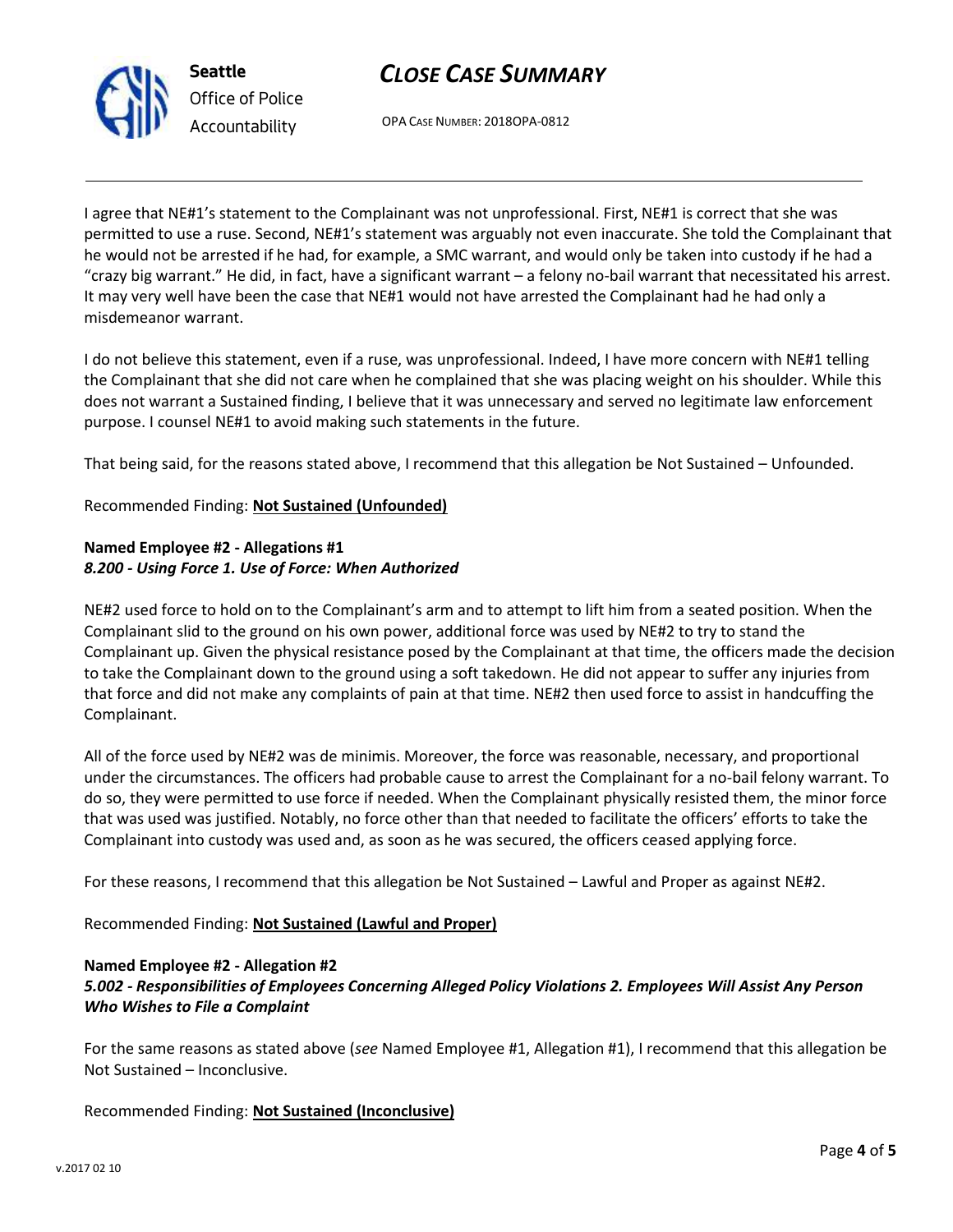I agree that NE#1's statement to the Complainant was not unprofessional. First, NE#1 is correct that she was permitted to use a ruse. Second, NE#1's statement was arguably not even inaccurate. She told the Complainant that he would not be arrested if he had, for example, a SMC warrant, and would only be taken into custody if he had a "crazy big warrant." He did, in fact, have a significant warrant – a felony no-bail warrant that necessitated his arrest. It may very well have been the case that NE#1 would not have arrested the Complainant had he had only a misdemeanor warrant.

I do not believe this statement, even if a ruse, was unprofessional. Indeed, I have more concern with NE#1 telling the Complainant that she did not care when he complained that she was placing weight on his shoulder. While this does not warrant a Sustained finding, I believe that it was unnecessary and served no legitimate law enforcement purpose. I counsel NE#1 to avoid making such statements in the future.

That being said, for the reasons stated above, I recommend that this allegation be Not Sustained – Unfounded.

Recommended Finding: **Not Sustained (Unfounded)**

**Named Employee #2 - Allegations #1**
***8.200 - Using Force 1. Use of Force: When Authorized***

NE#2 used force to hold on to the Complainant's arm and to attempt to lift him from a seated position. When the Complainant slid to the ground on his own power, additional force was used by NE#2 to try to stand the Complainant up. Given the physical resistance posed by the Complainant at that time, the officers made the decision to take the Complainant down to the ground using a soft takedown. He did not appear to suffer any injuries from that force and did not make any complaints of pain at that time. NE#2 then used force to assist in handcuffing the Complainant.

All of the force used by NE#2 was de minimis. Moreover, the force was reasonable, necessary, and proportional under the circumstances. The officers had probable cause to arrest the Complainant for a no-bail felony warrant. To do so, they were permitted to use force if needed. When the Complainant physically resisted them, the minor force that was used was justified. Notably, no force other than that needed to facilitate the officers' efforts to take the Complainant into custody was used and, as soon as he was secured, the officers ceased applying force.

For these reasons, I recommend that this allegation be Not Sustained – Lawful and Proper as against NE#2.

Recommended Finding: **Not Sustained (Lawful and Proper)**

**Named Employee #2 - Allegation #2**
***5.002 - Responsibilities of Employees Concerning Alleged Policy Violations 2. Employees Will Assist Any Person Who Wishes to File a Complaint***

For the same reasons as stated above (*see* Named Employee #1, Allegation #1), I recommend that this allegation be Not Sustained – Inconclusive.

Recommended Finding: **Not Sustained (Inconclusive)**